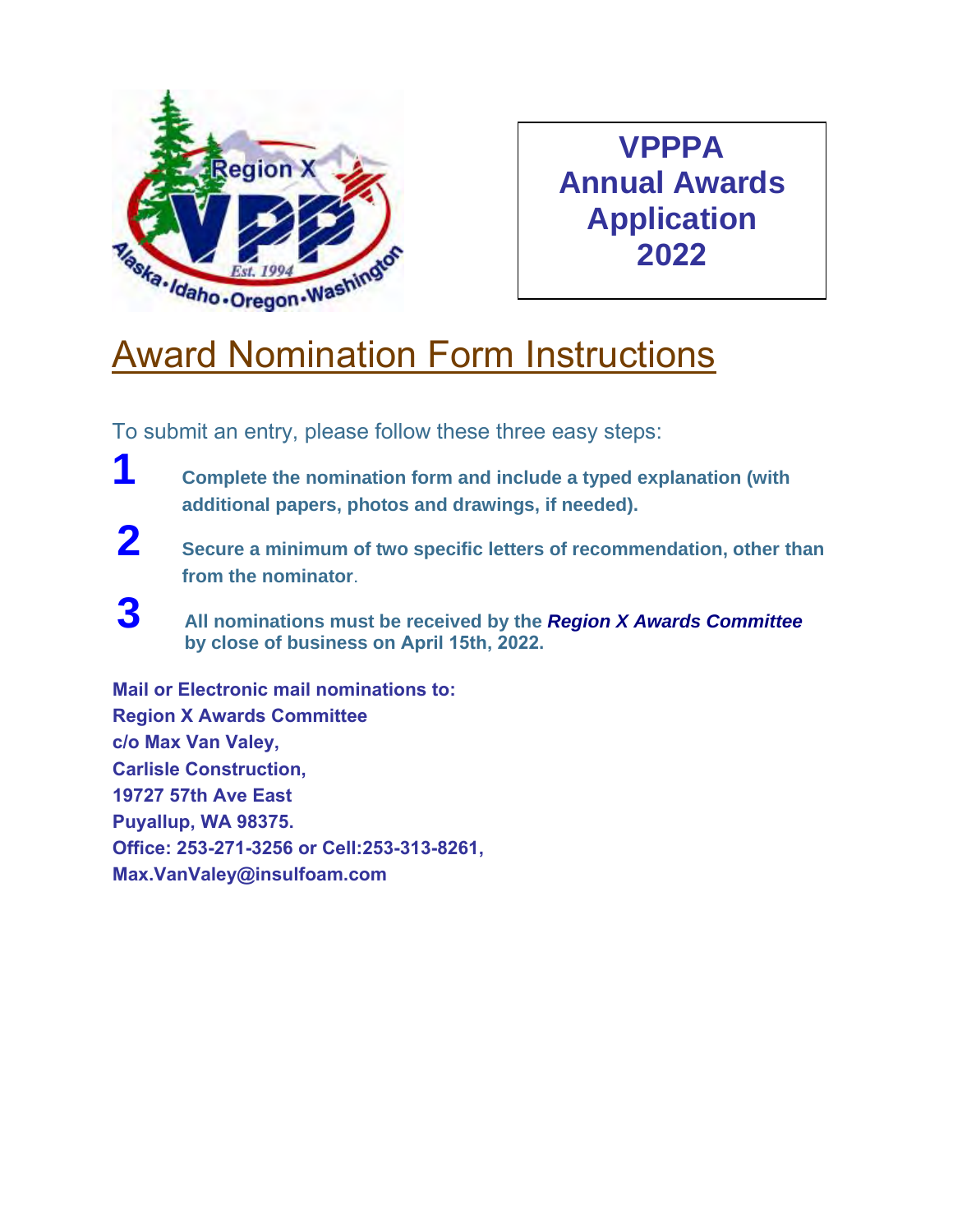**VPPPA**
**Annual Awards**
**Application**
**2022**

# Award Nomination Form Instructions

To submit an entry, please follow these three easy steps:

1. **Complete the nomination form and include a typed explanation (with additional papers, photos and drawings, if needed).**
2. **Secure a minimum of two specific letters of recommendation, other than from the nominator**.
3. **All nominations must be received by the *Region X Awards Committee* by close of business on April 15th, 2022.**

**Mail or Electronic mail nominations to:**
**Region X Awards Committee**
**c/o Max Van Valey,**
**Carlisle Construction,**
**19727 57th Ave East**
**Puyallup, WA 98375.**
**Office: 253-271-3256 or Cell:253-313-8261,**
**Max.VanValey@insulfoam.com**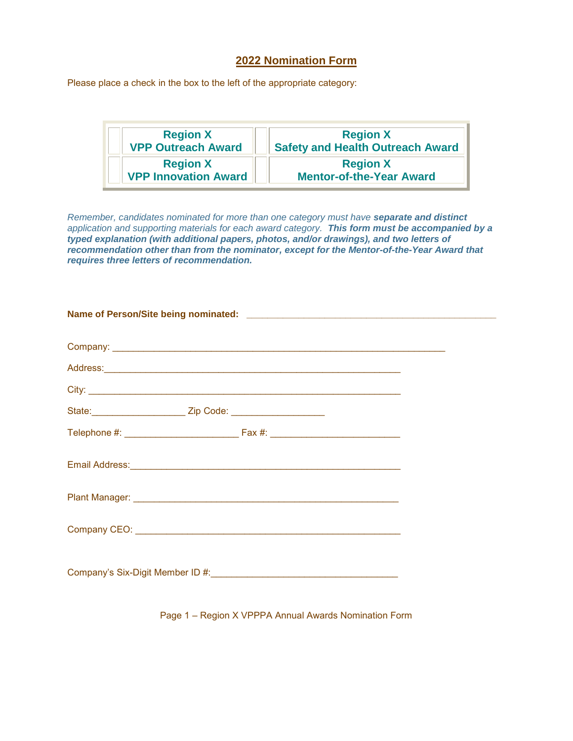## 2022 Nomination Form

Please place a check in the box to the left of the appropriate category:

| | | | |
|---|---|---|---|
| ☐ | **Region X VPP Outreach Award** | ☐ | **Region X Safety and Health Outreach Award** |
| ☐ | **Region X VPP Innovation Award** | ☐ | **Region X Mentor-of-the-Year Award** |

*Remember, candidates nominated for more than one category must have **separate and distinct** application and supporting materials for each award category. **This form must be accompanied by a typed explanation (with additional papers, photos, and/or drawings), and two letters of recommendation other than from the nominator, except for the Mentor-of-the-Year Award that requires three letters of recommendation.***

**Name of Person/Site being nominated:** _______________________________________________

Company: _______________________________________________________________

Address:________________________________________________________

City: __________________________________________________________

State:_________________ Zip Code: _________________

Telephone #: _____________________ Fax #: _______________________

Email Address:__________________________________________________

Plant Manager: ________________________________________________

Company CEO: _________________________________________________

Company's Six-Digit Member ID #:__________________________________

Page 1 – Region X VPPPA Annual Awards Nomination Form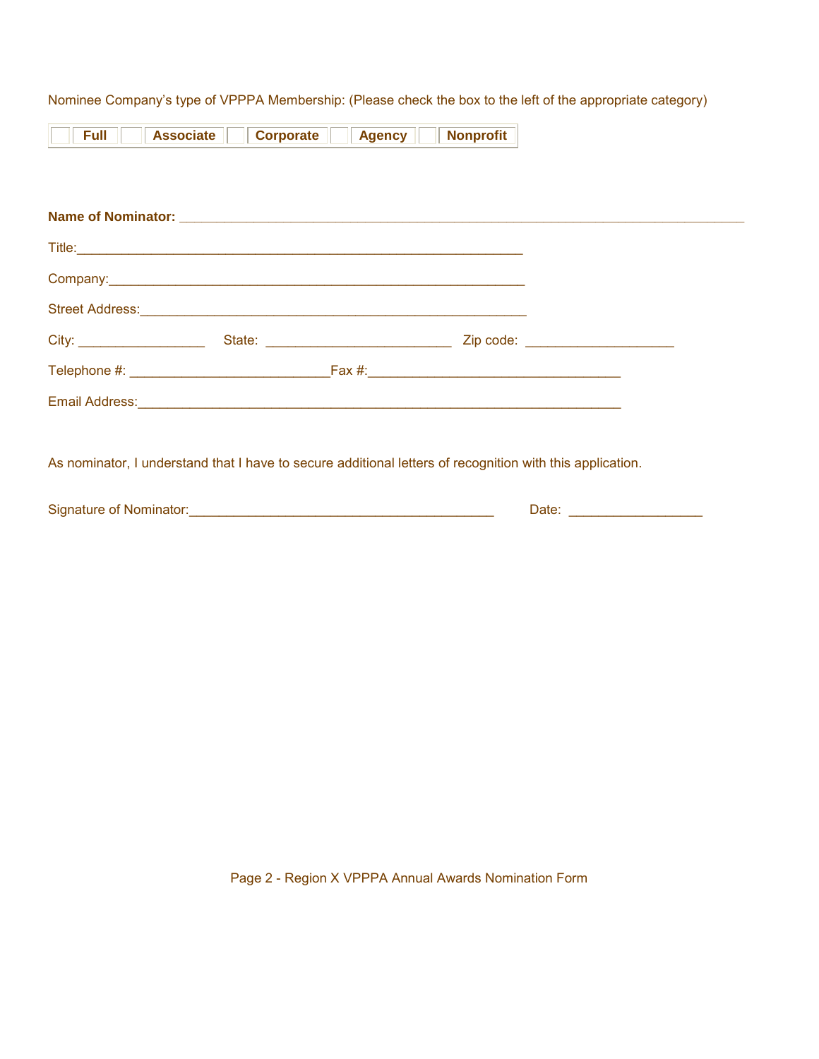Nominee Company's type of VPPPA Membership: (Please check the box to the left of the appropriate category)

| | | | | | | | | | |
|---|---|---|---|---|---|---|---|---|---|
| | **Full** | | **Associate** | | **Corporate** | | **Agency** | | **Nonprofit** |

**Name of Nominator:** ___________________________________________________________________________

Title:__________________________________________________________

Company:_______________________________________________________

Street Address:___________________________________________________

City: ________________ State: ________________________ Zip code: ___________________

Telephone #: __________________________Fax #:________________________________

Email Address:______________________________________________________________

As nominator, I understand that I have to secure additional letters of recognition with this application.

Signature of Nominator:_______________________________________ Date: _________________

Page 2 - Region X VPPPA Annual Awards Nomination Form